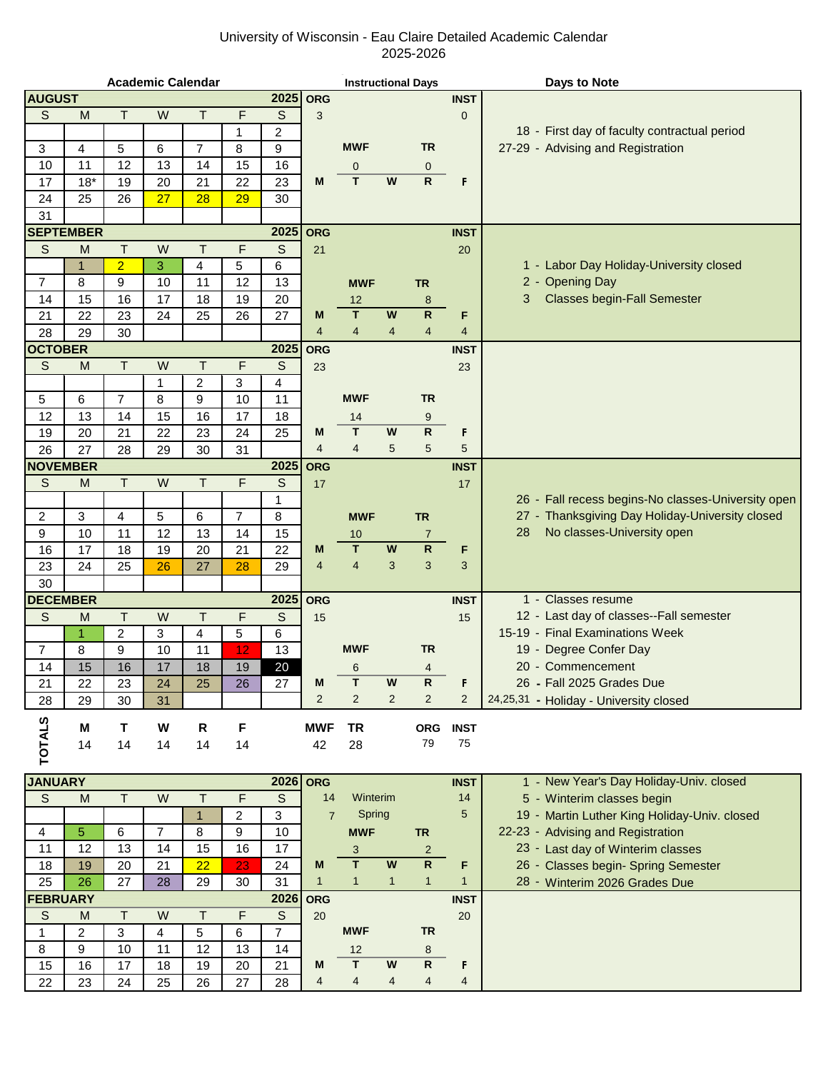# University of Wisconsin - Eau Claire Detailed Academic Calendar
## 2025-2026

### AUGUST 2025

| S | M | T | W | T | F | S |
|---|---|---|---|---|---|---|
| | | | | | 1 | 2 |
| 3 | 4 | 5 | 6 | 7 | 8 | 9 |
| 10 | 11 | 12 | 13 | 14 | 15 | 16 |
| 17 | 18* | 19 | 20 | 21 | 22 | 23 |
| 24 | 25 | 26 | 27 | 28 | 29 | 30 |
| 31 | | | | | | |

**Instructional Days:** ORG 3, INST 0; MWF 0, TR 0

**Days to Note:**
- 18 - First day of faculty contractual period
- 27-29 - Advising and Registration

### SEPTEMBER 2025

| S | M | T | W | T | F | S |
|---|---|---|---|---|---|---|
| | 1 | 2 | 3 | 4 | 5 | 6 |
| 7 | 8 | 9 | 10 | 11 | 12 | 13 |
| 14 | 15 | 16 | 17 | 18 | 19 | 20 |
| 21 | 22 | 23 | 24 | 25 | 26 | 27 |
| 28 | 29 | 30 | | | | |

**Instructional Days:** ORG 21, INST 20; MWF 12, TR 8; M 4, T 4, W 4, R 4, F 4

**Days to Note:**
- 1 - Labor Day Holiday-University closed
- 2 - Opening Day
- 3 Classes begin-Fall Semester

### OCTOBER 2025

| S | M | T | W | T | F | S |
|---|---|---|---|---|---|---|
| | | | 1 | 2 | 3 | 4 |
| 5 | 6 | 7 | 8 | 9 | 10 | 11 |
| 12 | 13 | 14 | 15 | 16 | 17 | 18 |
| 19 | 20 | 21 | 22 | 23 | 24 | 25 |
| 26 | 27 | 28 | 29 | 30 | 31 | |

**Instructional Days:** ORG 23, INST 23; MWF 14, TR 9; M 4, T 4, W 5, R 5, F 5

### NOVEMBER 2025

| S | M | T | W | T | F | S |
|---|---|---|---|---|---|---|
| | | | | | | 1 |
| 2 | 3 | 4 | 5 | 6 | 7 | 8 |
| 9 | 10 | 11 | 12 | 13 | 14 | 15 |
| 16 | 17 | 18 | 19 | 20 | 21 | 22 |
| 23 | 24 | 25 | 26 | 27 | 28 | 29 |
| 30 | | | | | | |

**Instructional Days:** ORG 17, INST 17; MWF 10, TR 7; M 4, T 4, W 3, R 3, F 3

**Days to Note:**
- 26 - Fall recess begins-No classes-University open
- 27 - Thanksgiving Day Holiday-University closed
- 28 No classes-University open

### DECEMBER 2025

| S | M | T | W | T | F | S |
|---|---|---|---|---|---|---|
| | 1 | 2 | 3 | 4 | 5 | 6 |
| 7 | 8 | 9 | 10 | 11 | 12 | 13 |
| 14 | 15 | 16 | 17 | 18 | 19 | 20 |
| 21 | 22 | 23 | 24 | 25 | 26 | 27 |
| 28 | 29 | 30 | 31 | | | |

**Instructional Days:** ORG 15, INST 15; MWF 6, TR 4; M 2, T 2, W 2, R 2, F 2

**Days to Note:**
- 1 - Classes resume
- 12 - Last day of classes--Fall semester
- 15-19 - Final Examinations Week
- 19 - Degree Confer Day
- 20 - Commencement
- 26 - Fall 2025 Grades Due
- 24,25,31 - Holiday - University closed

### TOTALS

| M | T | W | R | F | MWF | TR | ORG | INST |
|---|---|---|---|---|---|---|---|---|
| 14 | 14 | 14 | 14 | 14 | 42 | 28 | 79 | 75 |

### JANUARY 2026

| S | M | T | W | T | F | S |
|---|---|---|---|---|---|---|
| | | | | 1 | 2 | 3 |
| 4 | 5 | 6 | 7 | 8 | 9 | 10 |
| 11 | 12 | 13 | 14 | 15 | 16 | 17 |
| 18 | 19 | 20 | 21 | 22 | 23 | 24 |
| 25 | 26 | 27 | 28 | 29 | 30 | 31 |

**Instructional Days:** ORG 14 Winterim, INST 14; ORG 7 Spring, INST 5; MWF 3, TR 2; M 1, T 1, W 1, R 1, F 1

**Days to Note:**
- 1 - New Year's Day Holiday-Univ. closed
- 5 - Winterim classes begin
- 19 - Martin Luther King Holiday-Univ. closed
- 22-23 - Advising and Registration
- 23 - Last day of Winterim classes
- 26 - Classes begin- Spring Semester
- 28 - Winterim 2026 Grades Due

### FEBRUARY 2026

| S | M | T | W | T | F | S |
|---|---|---|---|---|---|---|
| 1 | 2 | 3 | 4 | 5 | 6 | 7 |
| 8 | 9 | 10 | 11 | 12 | 13 | 14 |
| 15 | 16 | 17 | 18 | 19 | 20 | 21 |
| 22 | 23 | 24 | 25 | 26 | 27 | 28 |

**Instructional Days:** ORG 20, INST 20; MWF 12, TR 8; M 4, T 4, W 4, R 4, F 4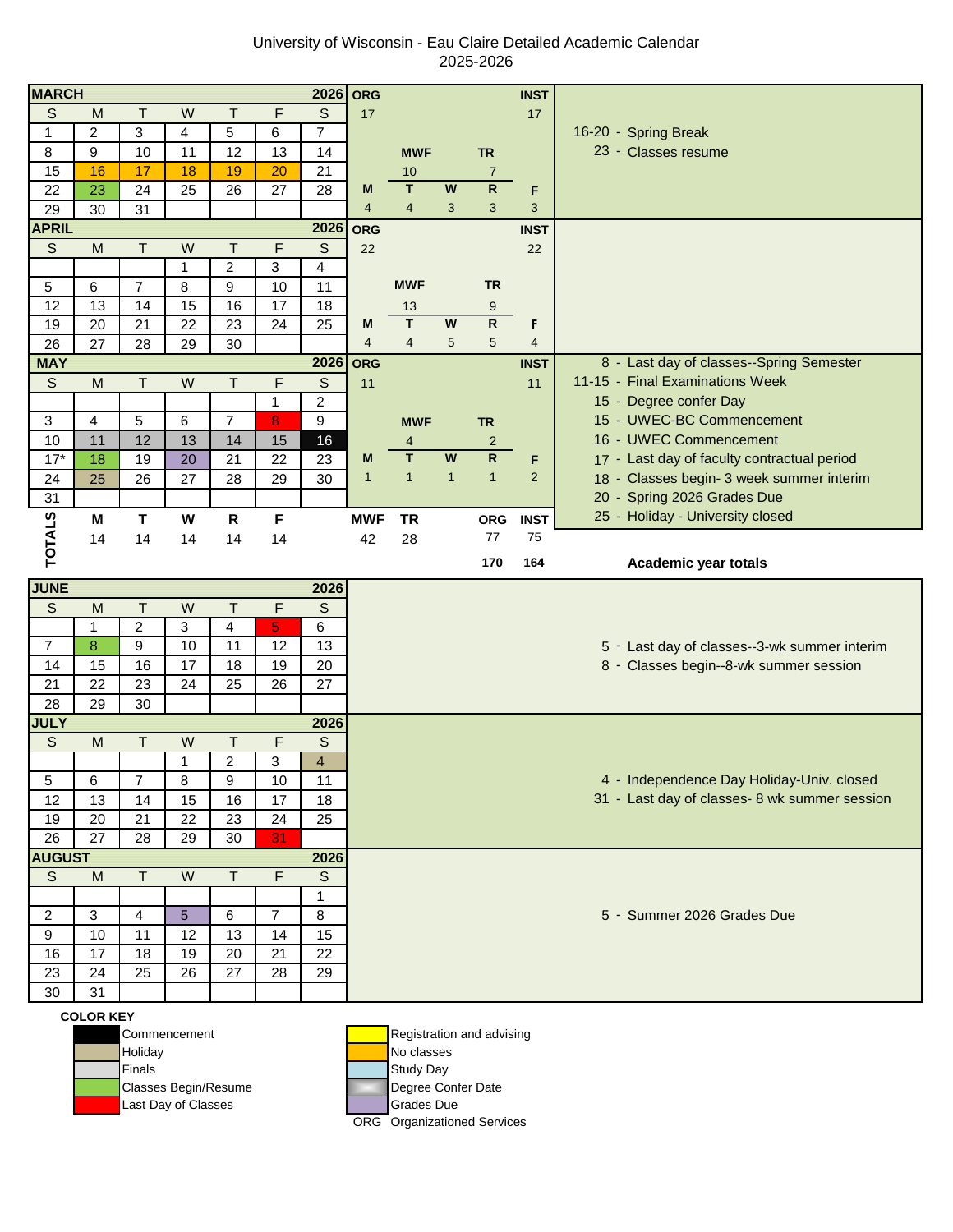# University of Wisconsin - Eau Claire Detailed Academic Calendar
## 2025-2026

### MARCH 2026

| S | M | T | W | T | F | S |
|---|---|---|---|---|---|---|
| 1 | 2 | 3 | 4 | 5 | 6 | 7 |
| 8 | 9 | 10 | 11 | 12 | 13 | 14 |
| 15 | 16 | 17 | 18 | 19 | 20 | 21 |
| 22 | 23 | 24 | 25 | 26 | 27 | 28 |
| 29 | 30 | 31 | | | | |

| ORG | | | | INST |
|---|---|---|---|---|
| 17 | | | | 17 |
| | MWF | | TR | |
| | 10 | | 7 | |
| M | T | W | R | F |
| 4 | 4 | 3 | 3 | 3 |

- 16-20 - Spring Break
- 23 - Classes resume

### APRIL 2026

| S | M | T | W | T | F | S |
|---|---|---|---|---|---|---|
| | | | 1 | 2 | 3 | 4 |
| 5 | 6 | 7 | 8 | 9 | 10 | 11 |
| 12 | 13 | 14 | 15 | 16 | 17 | 18 |
| 19 | 20 | 21 | 22 | 23 | 24 | 25 |
| 26 | 27 | 28 | 29 | 30 | | |

| ORG | | | | INST |
|---|---|---|---|---|
| 22 | | | | 22 |
| | MWF | | TR | |
| | 13 | | 9 | |
| M | T | W | R | F |
| 4 | 4 | 5 | 5 | 4 |

### MAY 2026

| S | M | T | W | T | F | S |
|---|---|---|---|---|---|---|
| | | | | | 1 | 2 |
| 3 | 4 | 5 | 6 | 7 | 8 | 9 |
| 10 | 11 | 12 | 13 | 14 | 15 | 16 |
| 17* | 18 | 19 | 20 | 21 | 22 | 23 |
| 24 | 25 | 26 | 27 | 28 | 29 | 30 |
| 31 | | | | | | |

| ORG | | | | INST |
|---|---|---|---|---|
| 11 | | | | 11 |
| | MWF | | TR | |
| | 4 | | 2 | |
| M | T | W | R | F |
| 1 | 1 | 1 | 1 | 2 |

- 8 - Last day of classes--Spring Semester
- 11-15 - Final Examinations Week
- 15 - Degree confer Day
- 15 - UWEC-BC Commencement
- 16 - UWEC Commencement
- 17 - Last day of faculty contractual period
- 18 - Classes begin- 3 week summer interim
- 20 - Spring 2026 Grades Due
- 25 - Holiday - University closed

### TOTALS

| M | T | W | R | F | MWF | TR | ORG | INST |
|---|---|---|---|---|---|---|---|---|
| 14 | 14 | 14 | 14 | 14 | 42 | 28 | 77 | 75 |
| | | | | | | | 170 | 164 |

**Academic year totals**

### JUNE 2026

| S | M | T | W | T | F | S |
|---|---|---|---|---|---|---|
| | 1 | 2 | 3 | 4 | 5 | 6 |
| 7 | 8 | 9 | 10 | 11 | 12 | 13 |
| 14 | 15 | 16 | 17 | 18 | 19 | 20 |
| 21 | 22 | 23 | 24 | 25 | 26 | 27 |
| 28 | 29 | 30 | | | | |

- 5 - Last day of classes--3-wk summer interim
- 8 - Classes begin--8-wk summer session

### JULY 2026

| S | M | T | W | T | F | S |
|---|---|---|---|---|---|---|
| | | | 1 | 2 | 3 | 4 |
| 5 | 6 | 7 | 8 | 9 | 10 | 11 |
| 12 | 13 | 14 | 15 | 16 | 17 | 18 |
| 19 | 20 | 21 | 22 | 23 | 24 | 25 |
| 26 | 27 | 28 | 29 | 30 | 31 | |

- 4 - Independence Day Holiday-Univ. closed
- 31 - Last day of classes- 8 wk summer session

### AUGUST 2026

| S | M | T | W | T | F | S |
|---|---|---|---|---|---|---|
| | | | | | | 1 |
| 2 | 3 | 4 | 5 | 6 | 7 | 8 |
| 9 | 10 | 11 | 12 | 13 | 14 | 15 |
| 16 | 17 | 18 | 19 | 20 | 21 | 22 |
| 23 | 24 | 25 | 26 | 27 | 28 | 29 |
| 30 | 31 | | | | | |

- 5 - Summer 2026 Grades Due

**COLOR KEY**

- Commencement
- Holiday
- Finals
- Classes Begin/Resume
- Last Day of Classes
- Registration and advising
- No classes
- Study Day
- Degree Confer Date
- Grades Due
- ORG Organizationed Services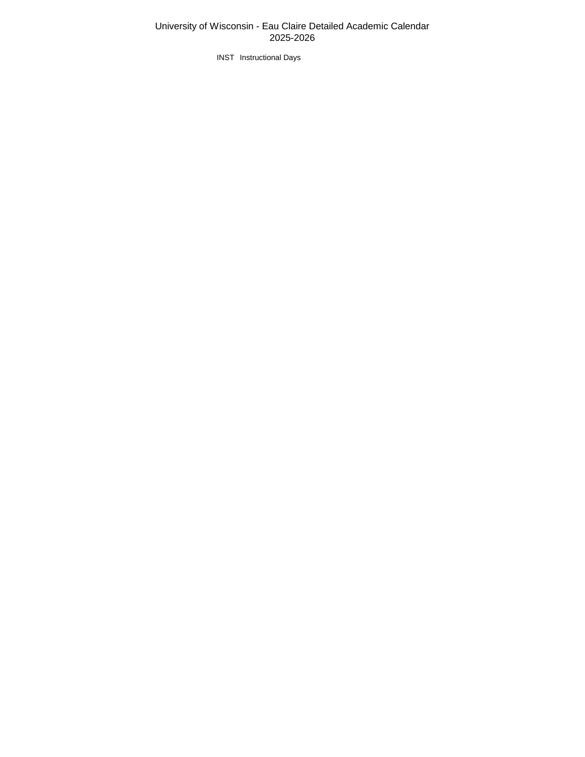University of Wisconsin - Eau Claire Detailed Academic Calendar
2025-2026

INST Instructional Days